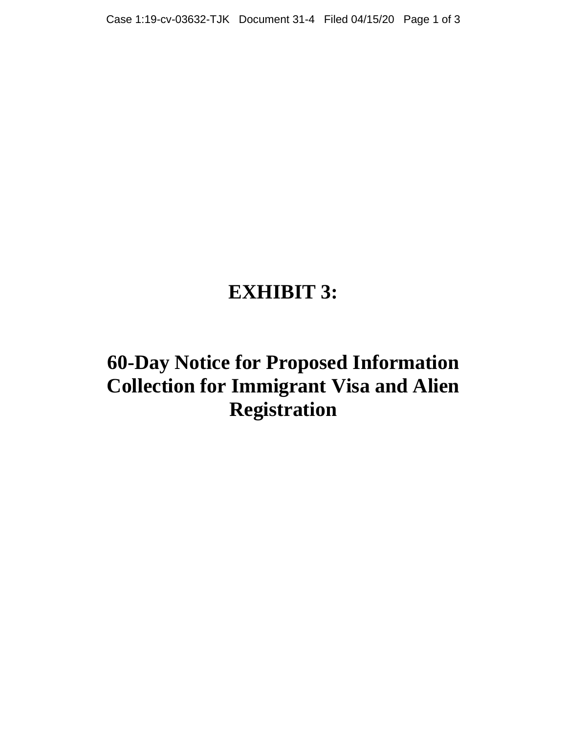# EXHIBIT 3:

# 60-Day Notice for Proposed Information Collection for Immigrant Visa and Alien Registration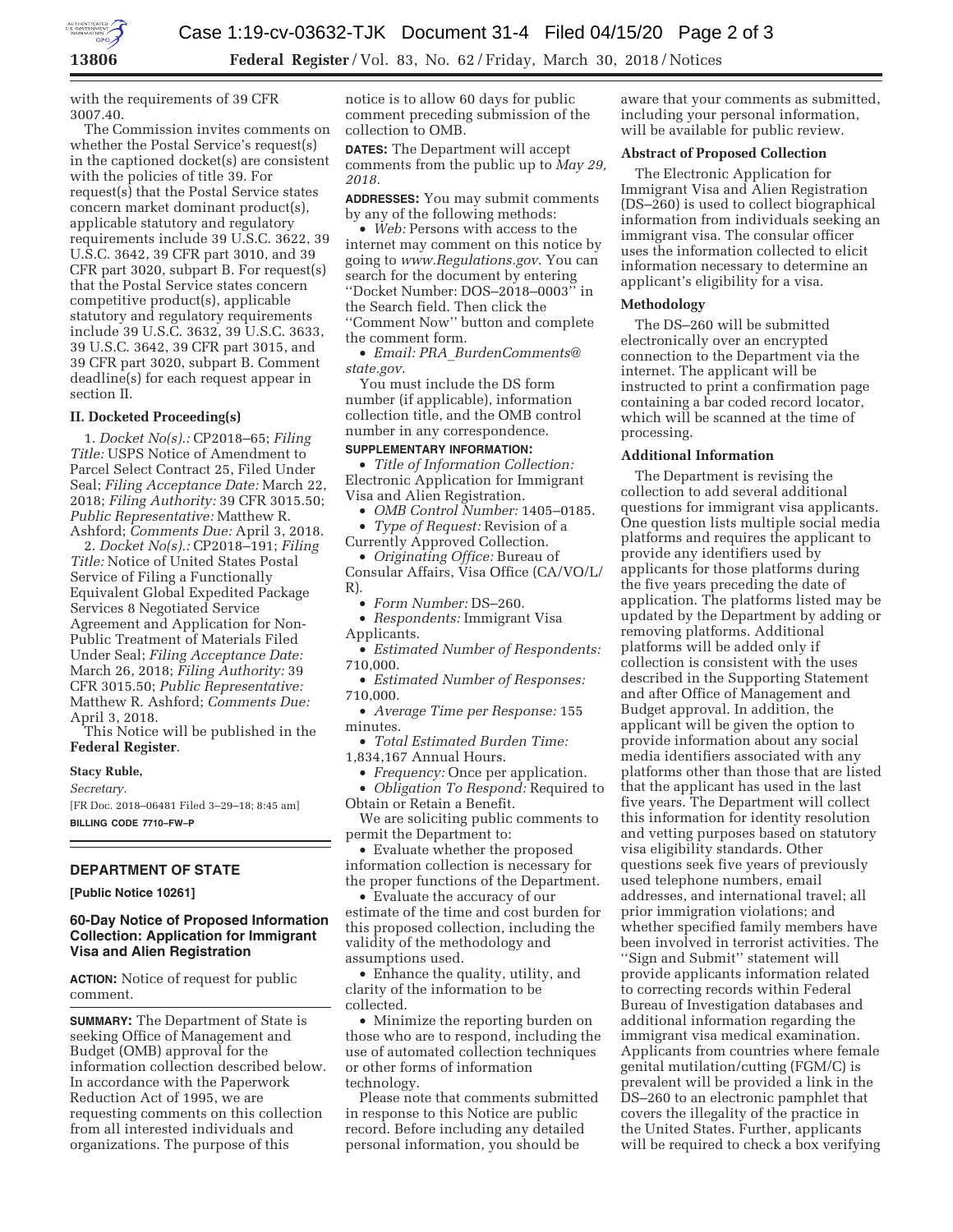with the requirements of 39 CFR 3007.40.

The Commission invites comments on whether the Postal Service's request(s) in the captioned docket(s) are consistent with the policies of title 39. For request(s) that the Postal Service states concern market dominant product(s), applicable statutory and regulatory requirements include 39 U.S.C. 3622, 39 U.S.C. 3642, 39 CFR part 3010, and 39 CFR part 3020, subpart B. For request(s) that the Postal Service states concern competitive product(s), applicable statutory and regulatory requirements include 39 U.S.C. 3632, 39 U.S.C. 3633, 39 U.S.C. 3642, 39 CFR part 3015, and 39 CFR part 3020, subpart B. Comment deadline(s) for each request appear in section II.

### II. Docketed Proceeding(s)

1. *Docket No(s).:* CP2018–65; *Filing Title:* USPS Notice of Amendment to Parcel Select Contract 25, Filed Under Seal; *Filing Acceptance Date:* March 22, 2018; *Filing Authority:* 39 CFR 3015.50; *Public Representative:* Matthew R. Ashford; *Comments Due:* April 3, 2018.

2. *Docket No(s).:* CP2018–191; *Filing Title:* Notice of United States Postal Service of Filing a Functionally Equivalent Global Expedited Package Services 8 Negotiated Service Agreement and Application for Non-Public Treatment of Materials Filed Under Seal; *Filing Acceptance Date:* March 26, 2018; *Filing Authority:* 39 CFR 3015.50; *Public Representative:* Matthew R. Ashford; *Comments Due:* April 3, 2018.

This Notice will be published in the **Federal Register**.

**Stacy Ruble,**

*Secretary.*

[FR Doc. 2018–06481 Filed 3–29–18; 8:45 am]

**BILLING CODE 7710–FW–P**

## DEPARTMENT OF STATE

**[Public Notice 10261]**

### 60-Day Notice of Proposed Information Collection: Application for Immigrant Visa and Alien Registration

**ACTION:** Notice of request for public comment.

**SUMMARY:** The Department of State is seeking Office of Management and Budget (OMB) approval for the information collection described below. In accordance with the Paperwork Reduction Act of 1995, we are requesting comments on this collection from all interested individuals and organizations. The purpose of this notice is to allow 60 days for public comment preceding submission of the collection to OMB.

**DATES:** The Department will accept comments from the public up to *May 29, 2018.*

**ADDRESSES:** You may submit comments by any of the following methods:

- *Web:* Persons with access to the internet may comment on this notice by going to *www.Regulations.gov*. You can search for the document by entering "Docket Number: DOS–2018–0003" in the Search field. Then click the "Comment Now" button and complete the comment form.
- *Email: PRA_BurdenComments@state.gov*.

You must include the DS form number (if applicable), information collection title, and the OMB control number in any correspondence.

**SUPPLEMENTARY INFORMATION:**

- *Title of Information Collection:* Electronic Application for Immigrant Visa and Alien Registration.
- *OMB Control Number:* 1405–0185.
- *Type of Request:* Revision of a Currently Approved Collection.
- *Originating Office:* Bureau of Consular Affairs, Visa Office (CA/VO/L/R).
- *Form Number:* DS–260.
- *Respondents:* Immigrant Visa Applicants.
- *Estimated Number of Respondents:* 710,000.
- *Estimated Number of Responses:* 710,000.
- *Average Time per Response:* 155 minutes.
- *Total Estimated Burden Time:* 1,834,167 Annual Hours.
- *Frequency:* Once per application.
- *Obligation To Respond:* Required to Obtain or Retain a Benefit.

We are soliciting public comments to permit the Department to:

- Evaluate whether the proposed information collection is necessary for the proper functions of the Department.
- Evaluate the accuracy of our estimate of the time and cost burden for this proposed collection, including the validity of the methodology and assumptions used.
- Enhance the quality, utility, and clarity of the information to be collected.
- Minimize the reporting burden on those who are to respond, including the use of automated collection techniques or other forms of information technology.

Please note that comments submitted in response to this Notice are public record. Before including any detailed personal information, you should be aware that your comments as submitted, including your personal information, will be available for public review.

**Abstract of Proposed Collection**

The Electronic Application for Immigrant Visa and Alien Registration (DS–260) is used to collect biographical information from individuals seeking an immigrant visa. The consular officer uses the information collected to elicit information necessary to determine an applicant's eligibility for a visa.

**Methodology**

The DS–260 will be submitted electronically over an encrypted connection to the Department via the internet. The applicant will be instructed to print a confirmation page containing a bar coded record locator, which will be scanned at the time of processing.

**Additional Information**

The Department is revising the collection to add several additional questions for immigrant visa applicants. One question lists multiple social media platforms and requires the applicant to provide any identifiers used by applicants for those platforms during the five years preceding the date of application. The platforms listed may be updated by the Department by adding or removing platforms. Additional platforms will be added only if collection is consistent with the uses described in the Supporting Statement and after Office of Management and Budget approval. In addition, the applicant will be given the option to provide information about any social media identifiers associated with any platforms other than those that are listed that the applicant has used in the last five years. The Department will collect this information for identity resolution and vetting purposes based on statutory visa eligibility standards. Other questions seek five years of previously used telephone numbers, email addresses, and international travel; all prior immigration violations; and whether specified family members have been involved in terrorist activities. The "Sign and Submit" statement will provide applicants information related to correcting records within Federal Bureau of Investigation databases and additional information regarding the immigrant visa medical examination. Applicants from countries where female genital mutilation/cutting (FGM/C) is prevalent will be provided a link in the DS–260 to an electronic pamphlet that covers the illegality of the practice in the United States. Further, applicants will be required to check a box verifying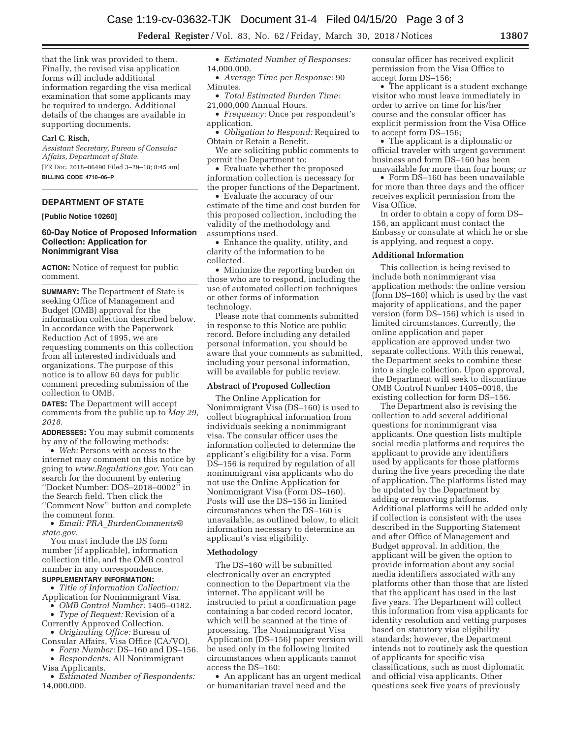that the link was provided to them. Finally, the revised visa application forms will include additional information regarding the visa medical examination that some applicants may be required to undergo. Additional details of the changes are available in supporting documents.

**Carl C. Risch,**

*Assistant Secretary, Bureau of Consular Affairs, Department of State.*

[FR Doc. 2018–06490 Filed 3–29–18; 8:45 am]

**BILLING CODE 4710–06–P**

## DEPARTMENT OF STATE

**[Public Notice 10260]**

### 60-Day Notice of Proposed Information Collection: Application for Nonimmigrant Visa

**ACTION:** Notice of request for public comment.

**SUMMARY:** The Department of State is seeking Office of Management and Budget (OMB) approval for the information collection described below. In accordance with the Paperwork Reduction Act of 1995, we are requesting comments on this collection from all interested individuals and organizations. The purpose of this notice is to allow 60 days for public comment preceding submission of the collection to OMB.

**DATES:** The Department will accept comments from the public up to *May 29, 2018.*

**ADDRESSES:** You may submit comments by any of the following methods:

- *Web:* Persons with access to the internet may comment on this notice by going to *www.Regulations.gov*. You can search for the document by entering "Docket Number: DOS–2018–0002" in the Search field. Then click the "Comment Now" button and complete the comment form.
- *Email: PRA_BurdenComments@state.gov*.

You must include the DS form number (if applicable), information collection title, and the OMB control number in any correspondence.

**SUPPLEMENTARY INFORMATION:**

- *Title of Information Collection:* Application for Nonimmigrant Visa.
- *OMB Control Number:* 1405–0182.
- *Type of Request:* Revision of a Currently Approved Collection.
- *Originating Office:* Bureau of Consular Affairs, Visa Office (CA/VO).
- *Form Number:* DS–160 and DS–156.
- *Respondents:* All Nonimmigrant Visa Applicants.
- *Estimated Number of Respondents:* 14,000,000.
- *Estimated Number of Responses:* 14,000,000.
- *Average Time per Response:* 90 Minutes.
- *Total Estimated Burden Time:* 21,000,000 Annual Hours.
- *Frequency:* Once per respondent's application.
- *Obligation to Respond:* Required to Obtain or Retain a Benefit.

We are soliciting public comments to permit the Department to:

- Evaluate whether the proposed information collection is necessary for the proper functions of the Department.
- Evaluate the accuracy of our estimate of the time and cost burden for this proposed collection, including the validity of the methodology and assumptions used.
- Enhance the quality, utility, and clarity of the information to be collected.
- Minimize the reporting burden on those who are to respond, including the use of automated collection techniques or other forms of information technology.

Please note that comments submitted in response to this Notice are public record. Before including any detailed personal information, you should be aware that your comments as submitted, including your personal information, will be available for public review.

**Abstract of Proposed Collection**

The Online Application for Nonimmigrant Visa (DS–160) is used to collect biographical information from individuals seeking a nonimmigrant visa. The consular officer uses the information collected to determine the applicant's eligibility for a visa. Form DS–156 is required by regulation of all nonimmigrant visa applicants who do not use the Online Application for Nonimmigrant Visa (Form DS–160). Posts will use the DS–156 in limited circumstances when the DS–160 is unavailable, as outlined below, to elicit information necessary to determine an applicant's visa eligibility.

**Methodology**

The DS–160 will be submitted electronically over an encrypted connection to the Department via the internet. The applicant will be instructed to print a confirmation page containing a bar coded record locator, which will be scanned at the time of processing. The Nonimmigrant Visa Application (DS–156) paper version will be used only in the following limited circumstances when applicants cannot access the DS–160:

- An applicant has an urgent medical or humanitarian travel need and the consular officer has received explicit permission from the Visa Office to accept form DS–156;
- The applicant is a student exchange visitor who must leave immediately in order to arrive on time for his/her course and the consular officer has explicit permission from the Visa Office to accept form DS–156;
- The applicant is a diplomatic or official traveler with urgent government business and form DS–160 has been unavailable for more than four hours; or
- Form DS–160 has been unavailable for more than three days and the officer receives explicit permission from the Visa Office.

In order to obtain a copy of form DS–156, an applicant must contact the Embassy or consulate at which he or she is applying, and request a copy.

**Additional Information**

This collection is being revised to include both nonimmigrant visa application methods: the online version (form DS–160) which is used by the vast majority of applications, and the paper version (form DS–156) which is used in limited circumstances. Currently, the online application and paper application are approved under two separate collections. With this renewal, the Department seeks to combine these into a single collection. Upon approval, the Department will seek to discontinue OMB Control Number 1405–0018, the existing collection for form DS–156.

The Department also is revising the collection to add several additional questions for nonimmigrant visa applicants. One question lists multiple social media platforms and requires the applicant to provide any identifiers used by applicants for those platforms during the five years preceding the date of application. The platforms listed may be updated by the Department by adding or removing platforms. Additional platforms will be added only if collection is consistent with the uses described in the Supporting Statement and after Office of Management and Budget approval. In addition, the applicant will be given the option to provide information about any social media identifiers associated with any platforms other than those that are listed that the applicant has used in the last five years. The Department will collect this information from visa applicants for identity resolution and vetting purposes based on statutory visa eligibility standards; however, the Department intends not to routinely ask the question of applicants for specific visa classifications, such as most diplomatic and official visa applicants. Other questions seek five years of previously